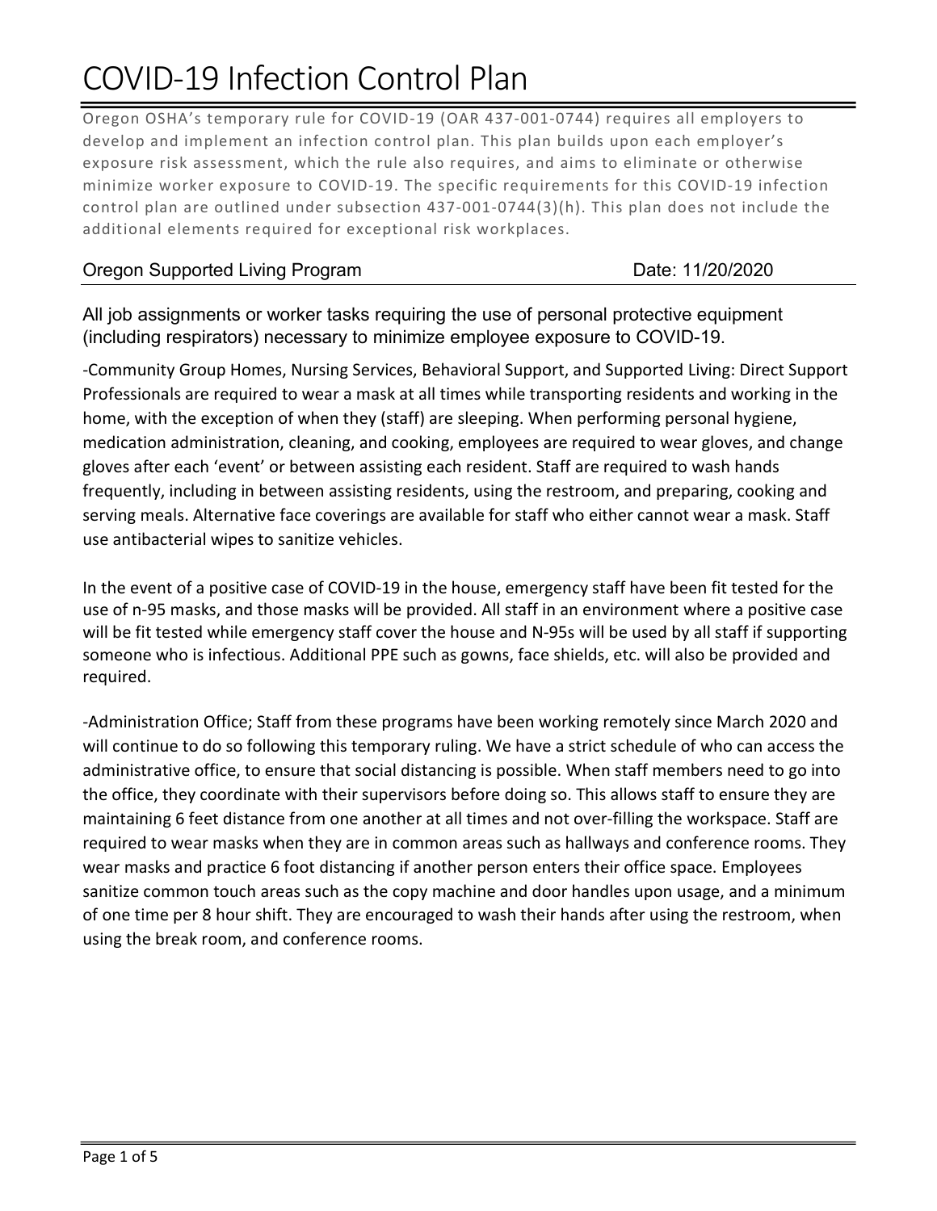# COVID-19 Infection Control Plan

Oregon OSHA's temporary rule for COVID-19 (OAR 437-001-0744) requires all employers to develop and implement an infection control plan. This plan builds upon each employer's exposure risk assessment, which the rule also requires, and aims to eliminate or otherwise minimize worker exposure to COVID-19. The specific requirements for this COVID-19 infection control plan are outlined under subsection 437-001-0744(3)(h). This plan does not include the additional elements required for exceptional risk workplaces.

Oregon Supported Living Program | Date: 11/20/2020

## All job assignments or worker tasks requiring the use of personal protective equipment (including respirators) necessary to minimize employee exposure to COVID-19.

-Community Group Homes, Nursing Services, Behavioral Support, and Supported Living: Direct Support Professionals are required to wear a mask at all times while transporting residents and working in the home, with the exception of when they (staff) are sleeping. When performing personal hygiene, medication administration, cleaning, and cooking, employees are required to wear gloves, and change gloves after each 'event' or between assisting each resident. Staff are required to wash hands frequently, including in between assisting residents, using the restroom, and preparing, cooking and serving meals. Alternative face coverings are available for staff who either cannot wear a mask. Staff use antibacterial wipes to sanitize vehicles.

In the event of a positive case of COVID-19 in the house, emergency staff have been fit tested for the use of n-95 masks, and those masks will be provided. All staff in an environment where a positive case will be fit tested while emergency staff cover the house and N-95s will be used by all staff if supporting someone who is infectious. Additional PPE such as gowns, face shields, etc. will also be provided and required.

-Administration Office; Staff from these programs have been working remotely since March 2020 and will continue to do so following this temporary ruling. We have a strict schedule of who can access the administrative office, to ensure that social distancing is possible. When staff members need to go into the office, they coordinate with their supervisors before doing so. This allows staff to ensure they are maintaining 6 feet distance from one another at all times and not over-filling the workspace. Staff are required to wear masks when they are in common areas such as hallways and conference rooms. They wear masks and practice 6 foot distancing if another person enters their office space. Employees sanitize common touch areas such as the copy machine and door handles upon usage, and a minimum of one time per 8 hour shift. They are encouraged to wash their hands after using the restroom, when using the break room, and conference rooms.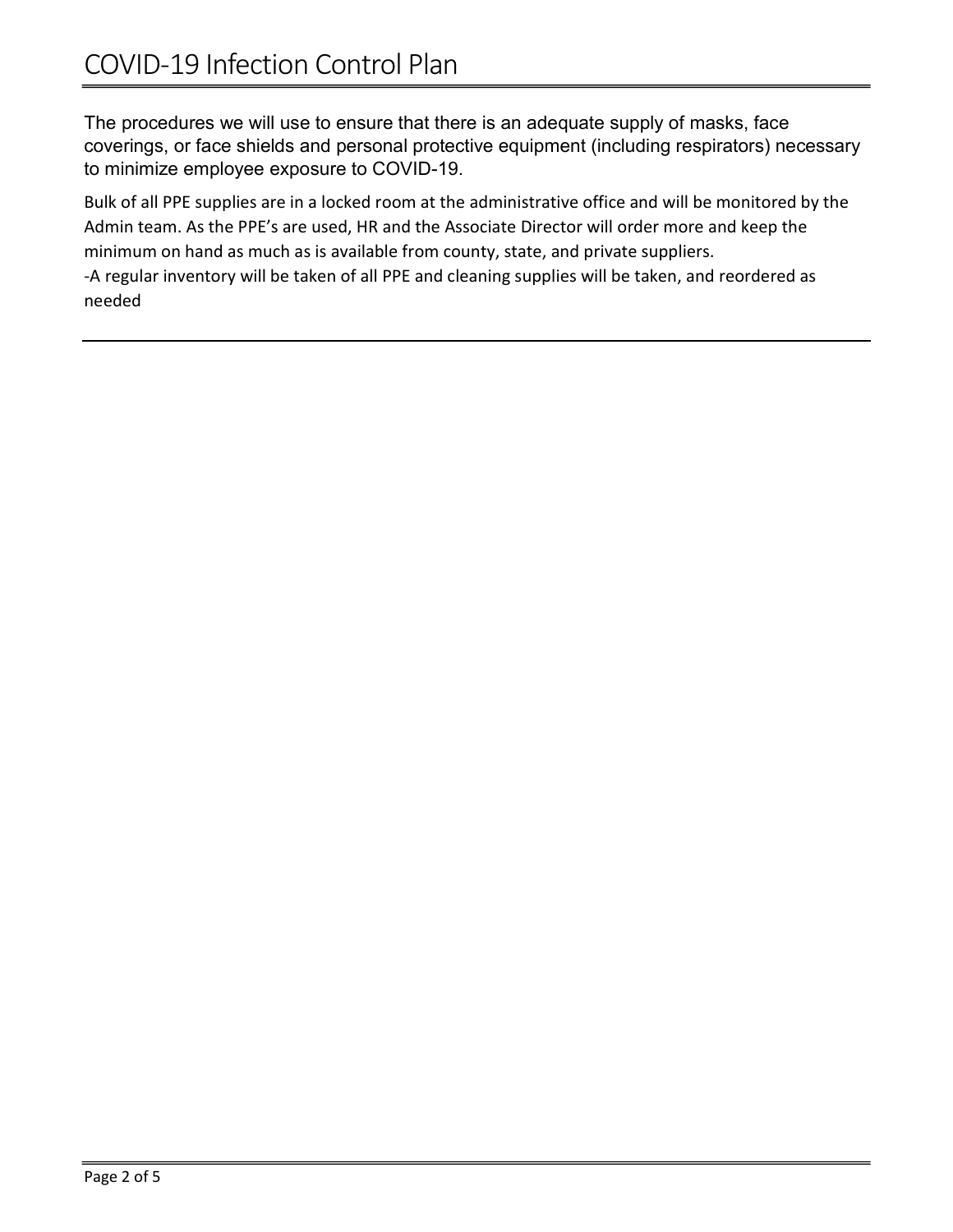The procedures we will use to ensure that there is an adequate supply of masks, face coverings, or face shields and personal protective equipment (including respirators) necessary to minimize employee exposure to COVID-19.

Bulk of all PPE supplies are in a locked room at the administrative office and will be monitored by the Admin team. As the PPE's are used, HR and the Associate Director will order more and keep the minimum on hand as much as is available from county, state, and private suppliers.
-A regular inventory will be taken of all PPE and cleaning supplies will be taken, and reordered as needed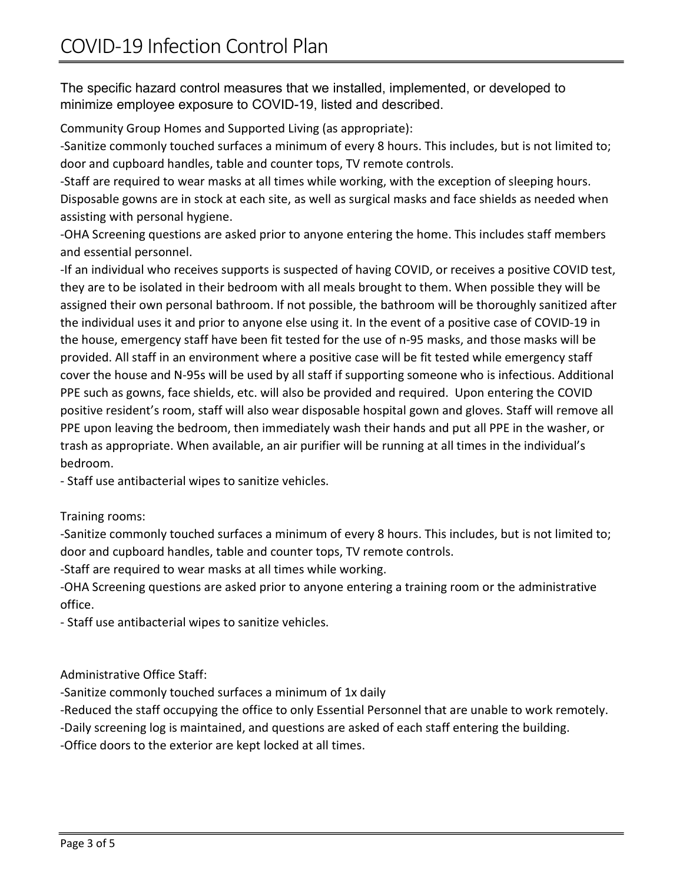The specific hazard control measures that we installed, implemented, or developed to minimize employee exposure to COVID-19, listed and described.

Community Group Homes and Supported Living (as appropriate):

-Sanitize commonly touched surfaces a minimum of every 8 hours. This includes, but is not limited to; door and cupboard handles, table and counter tops, TV remote controls.

-Staff are required to wear masks at all times while working, with the exception of sleeping hours. Disposable gowns are in stock at each site, as well as surgical masks and face shields as needed when assisting with personal hygiene.

-OHA Screening questions are asked prior to anyone entering the home. This includes staff members and essential personnel.

-If an individual who receives supports is suspected of having COVID, or receives a positive COVID test, they are to be isolated in their bedroom with all meals brought to them. When possible they will be assigned their own personal bathroom. If not possible, the bathroom will be thoroughly sanitized after the individual uses it and prior to anyone else using it. In the event of a positive case of COVID-19 in the house, emergency staff have been fit tested for the use of n-95 masks, and those masks will be provided. All staff in an environment where a positive case will be fit tested while emergency staff cover the house and N-95s will be used by all staff if supporting someone who is infectious. Additional PPE such as gowns, face shields, etc. will also be provided and required. Upon entering the COVID positive resident's room, staff will also wear disposable hospital gown and gloves. Staff will remove all PPE upon leaving the bedroom, then immediately wash their hands and put all PPE in the washer, or trash as appropriate. When available, an air purifier will be running at all times in the individual's bedroom.

- Staff use antibacterial wipes to sanitize vehicles.

Training rooms:

-Sanitize commonly touched surfaces a minimum of every 8 hours. This includes, but is not limited to; door and cupboard handles, table and counter tops, TV remote controls.

-Staff are required to wear masks at all times while working.

-OHA Screening questions are asked prior to anyone entering a training room or the administrative office.

- Staff use antibacterial wipes to sanitize vehicles.

Administrative Office Staff:

-Sanitize commonly touched surfaces a minimum of 1x daily

-Reduced the staff occupying the office to only Essential Personnel that are unable to work remotely.

-Daily screening log is maintained, and questions are asked of each staff entering the building.

-Office doors to the exterior are kept locked at all times.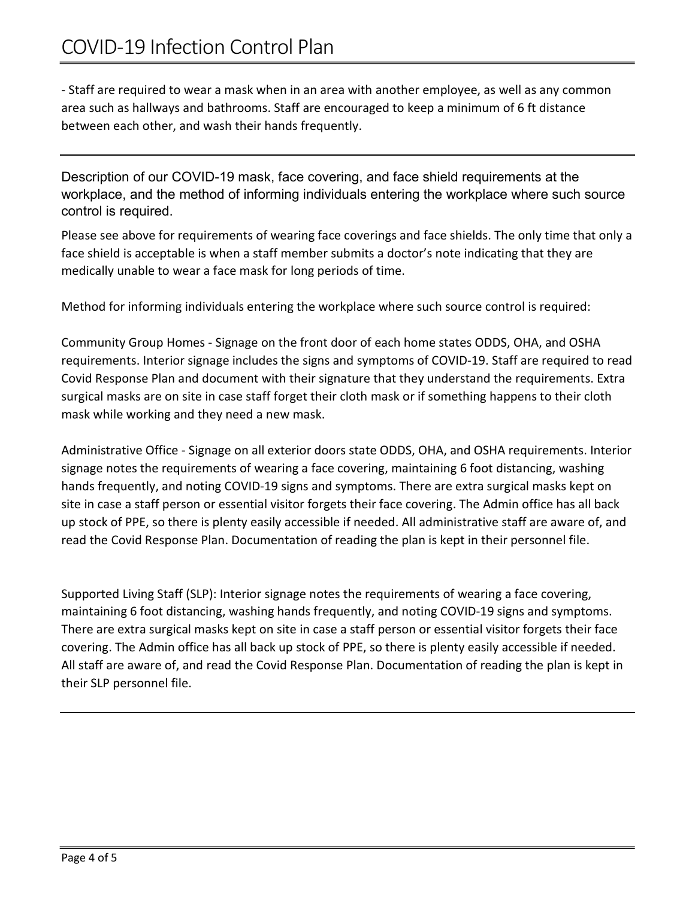- Staff are required to wear a mask when in an area with another employee, as well as any common area such as hallways and bathrooms. Staff are encouraged to keep a minimum of 6 ft distance between each other, and wash their hands frequently.

---

## Description of our COVID-19 mask, face covering, and face shield requirements at the workplace, and the method of informing individuals entering the workplace where such source control is required.

Please see above for requirements of wearing face coverings and face shields. The only time that only a face shield is acceptable is when a staff member submits a doctor's note indicating that they are medically unable to wear a face mask for long periods of time.

Method for informing individuals entering the workplace where such source control is required:

Community Group Homes - Signage on the front door of each home states ODDS, OHA, and OSHA requirements. Interior signage includes the signs and symptoms of COVID-19. Staff are required to read Covid Response Plan and document with their signature that they understand the requirements. Extra surgical masks are on site in case staff forget their cloth mask or if something happens to their cloth mask while working and they need a new mask.

Administrative Office - Signage on all exterior doors state ODDS, OHA, and OSHA requirements. Interior signage notes the requirements of wearing a face covering, maintaining 6 foot distancing, washing hands frequently, and noting COVID-19 signs and symptoms. There are extra surgical masks kept on site in case a staff person or essential visitor forgets their face covering. The Admin office has all back up stock of PPE, so there is plenty easily accessible if needed. All administrative staff are aware of, and read the Covid Response Plan. Documentation of reading the plan is kept in their personnel file.

Supported Living Staff (SLP): Interior signage notes the requirements of wearing a face covering, maintaining 6 foot distancing, washing hands frequently, and noting COVID-19 signs and symptoms. There are extra surgical masks kept on site in case a staff person or essential visitor forgets their face covering. The Admin office has all back up stock of PPE, so there is plenty easily accessible if needed. All staff are aware of, and read the Covid Response Plan. Documentation of reading the plan is kept in their SLP personnel file.

---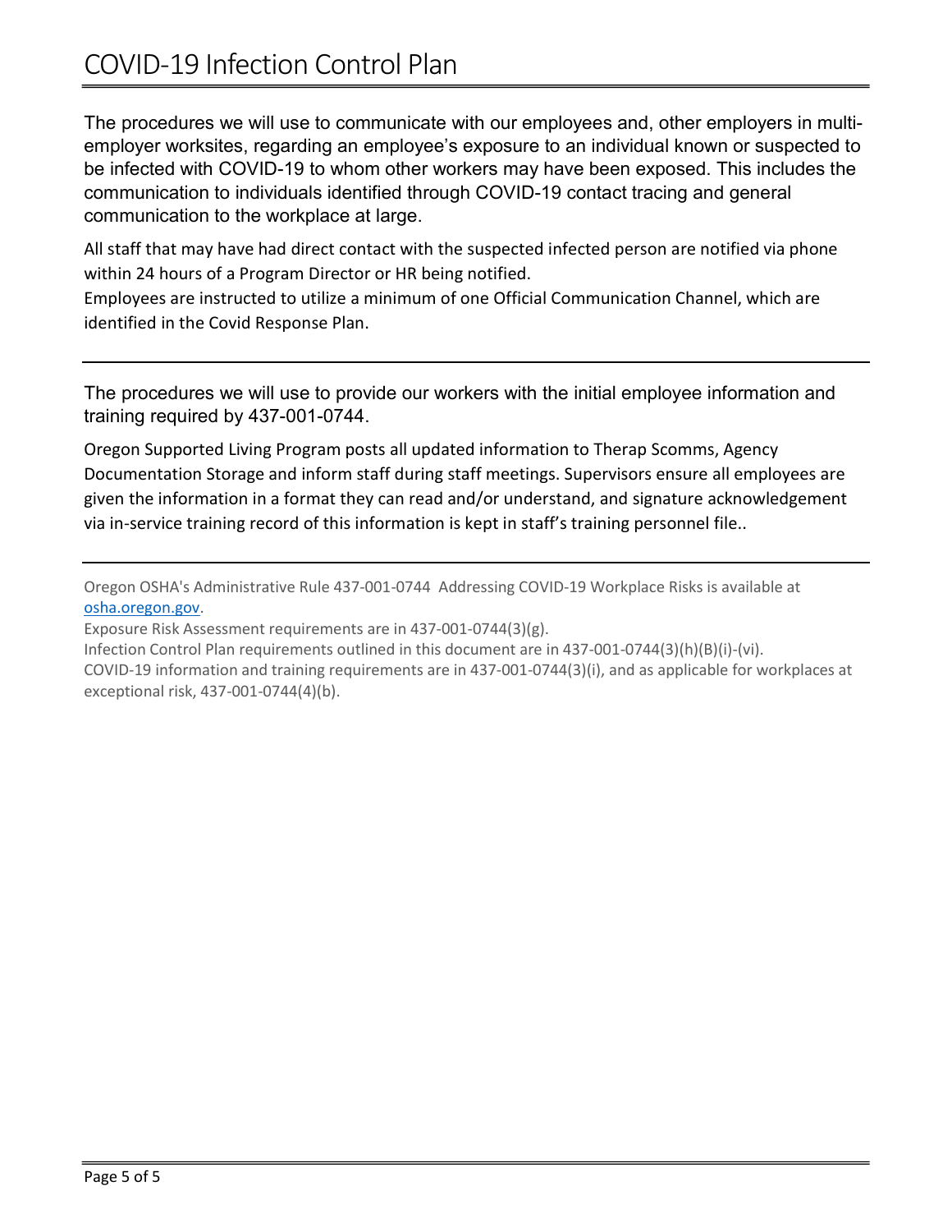# COVID-19 Infection Control Plan

The procedures we will use to communicate with our employees and, other employers in multi-employer worksites, regarding an employee's exposure to an individual known or suspected to be infected with COVID-19 to whom other workers may have been exposed. This includes the communication to individuals identified through COVID-19 contact tracing and general communication to the workplace at large.

All staff that may have had direct contact with the suspected infected person are notified via phone within 24 hours of a Program Director or HR being notified.
Employees are instructed to utilize a minimum of one Official Communication Channel, which are identified in the Covid Response Plan.

---

The procedures we will use to provide our workers with the initial employee information and training required by 437-001-0744.

Oregon Supported Living Program posts all updated information to Therap Scomms, Agency Documentation Storage and inform staff during staff meetings. Supervisors ensure all employees are given the information in a format they can read and/or understand, and signature acknowledgement via in-service training record of this information is kept in staff's training personnel file..

---

Oregon OSHA's Administrative Rule 437-001-0744 Addressing COVID-19 Workplace Risks is available at osha.oregon.gov.

Exposure Risk Assessment requirements are in 437-001-0744(3)(g).

Infection Control Plan requirements outlined in this document are in 437-001-0744(3)(h)(B)(i)-(vi).

COVID-19 information and training requirements are in 437-001-0744(3)(i), and as applicable for workplaces at exceptional risk, 437-001-0744(4)(b).